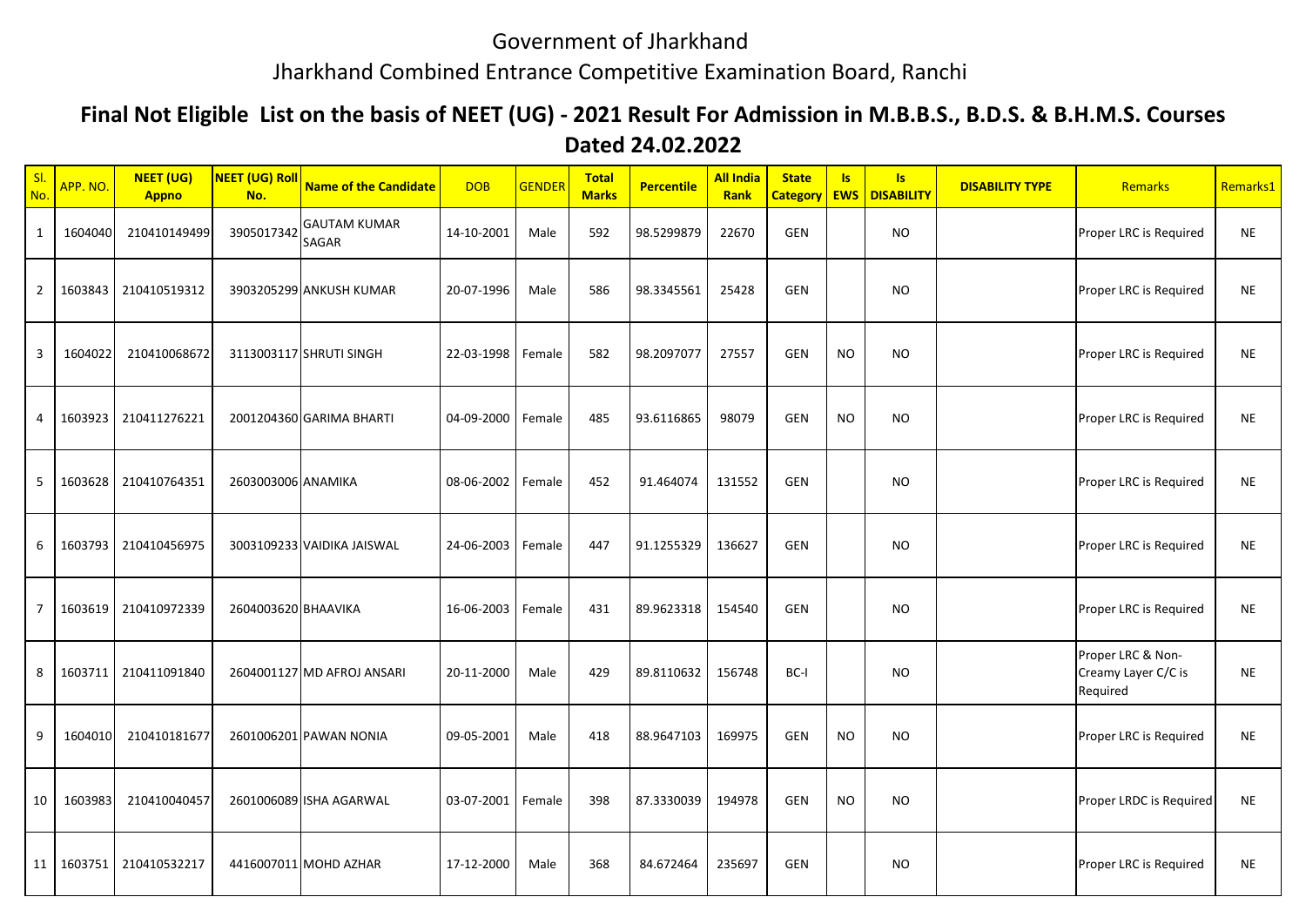# Government of Jharkhand

## Jharkhand Combined Entrance Competitive Examination Board, Ranchi

### Final Not Eligible List on the basis of NEET (UG) - 2021 Result For Admission in M.B.B.S., B.D.S. & B.H.M.S. Courses

### Dated 24.02.2022

| Sl. No. | APP. NO. | NEET (UG) Appno | NEET (UG) Roll No. | Name of the Candidate | DOB | GENDER | Total Marks | Percentile | All India Rank | State Category | Is EWS | Is DISABILITY | DISABILITY TYPE | Remarks | Remarks1 |
|---|---|---|---|---|---|---|---|---|---|---|---|---|---|---|---|
| 1 | 1604040 | 210410149499 | 3905017342 | GAUTAM KUMAR SAGAR | 14-10-2001 | Male | 592 | 98.5299879 | 22670 | GEN | | NO | | Proper LRC is Required | NE |
| 2 | 1603843 | 210410519312 | 3903205299 | ANKUSH KUMAR | 20-07-1996 | Male | 586 | 98.3345561 | 25428 | GEN | | NO | | Proper LRC is Required | NE |
| 3 | 1604022 | 210410068672 | 3113003117 | SHRUTI SINGH | 22-03-1998 | Female | 582 | 98.2097077 | 27557 | GEN | NO | NO | | Proper LRC is Required | NE |
| 4 | 1603923 | 210411276221 | 2001204360 | GARIMA BHARTI | 04-09-2000 | Female | 485 | 93.6116865 | 98079 | GEN | NO | NO | | Proper LRC is Required | NE |
| 5 | 1603628 | 210410764351 | 2603003006 | ANAMIKA | 08-06-2002 | Female | 452 | 91.464074 | 131552 | GEN | | NO | | Proper LRC is Required | NE |
| 6 | 1603793 | 210410456975 | 3003109233 | VAIDIKA JAISWAL | 24-06-2003 | Female | 447 | 91.1255329 | 136627 | GEN | | NO | | Proper LRC is Required | NE |
| 7 | 1603619 | 210410972339 | 2604003620 | BHAAVIKA | 16-06-2003 | Female | 431 | 89.9623318 | 154540 | GEN | | NO | | Proper LRC is Required | NE |
| 8 | 1603711 | 210411091840 | 2604001127 | MD AFROJ ANSARI | 20-11-2000 | Male | 429 | 89.8110632 | 156748 | BC-I | | NO | | Proper LRC & Non-Creamy Layer C/C is Required | NE |
| 9 | 1604010 | 210410181677 | 2601006201 | PAWAN NONIA | 09-05-2001 | Male | 418 | 88.9647103 | 169975 | GEN | NO | NO | | Proper LRC is Required | NE |
| 10 | 1603983 | 210410040457 | 2601006089 | ISHA AGARWAL | 03-07-2001 | Female | 398 | 87.3330039 | 194978 | GEN | NO | NO | | Proper LRDC is Required | NE |
| 11 | 1603751 | 210410532217 | 4416007011 | MOHD AZHAR | 17-12-2000 | Male | 368 | 84.672464 | 235697 | GEN | | NO | | Proper LRC is Required | NE |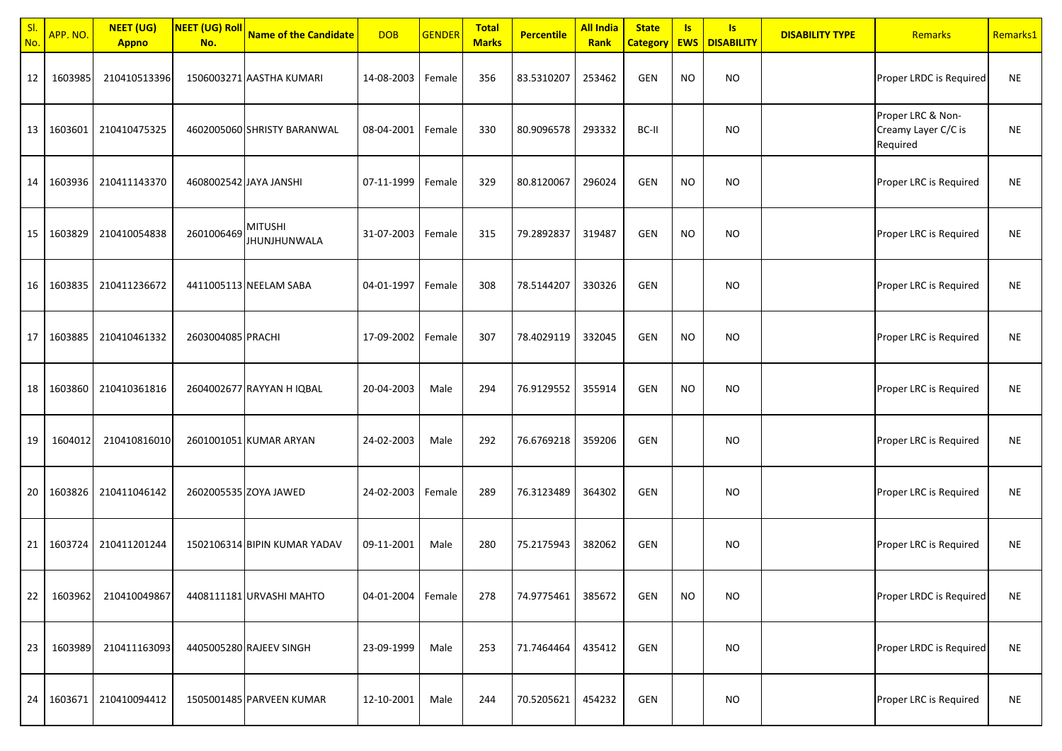| Sl. No. | APP. NO. | NEET (UG) Appno | NEET (UG) Roll No. | Name of the Candidate | DOB | GENDER | Total Marks | Percentile | All India Rank | State Category | Is EWS | Is DISABILITY | DISABILITY TYPE | Remarks | Remarks1 |
|---|---|---|---|---|---|---|---|---|---|---|---|---|---|---|---|
| 12 | 1603985 | 210410513396 | 1506003271 | AASTHA KUMARI | 14-08-2003 | Female | 356 | 83.5310207 | 253462 | GEN | NO | NO | | Proper LRDC is Required | NE |
| 13 | 1603601 | 210410475325 | 4602005060 | SHRISTY BARANWAL | 08-04-2001 | Female | 330 | 80.9096578 | 293332 | BC-II | | NO | | Proper LRC & Non-Creamy Layer C/C is Required | NE |
| 14 | 1603936 | 210411143370 | 4608002542 | JAYA JANSHI | 07-11-1999 | Female | 329 | 80.8120067 | 296024 | GEN | NO | NO | | Proper LRC is Required | NE |
| 15 | 1603829 | 210410054838 | 2601006469 | MITUSHI JHUNJHUNWALA | 31-07-2003 | Female | 315 | 79.2892837 | 319487 | GEN | NO | NO | | Proper LRC is Required | NE |
| 16 | 1603835 | 210411236672 | 4411005113 | NEELAM SABA | 04-01-1997 | Female | 308 | 78.5144207 | 330326 | GEN | | NO | | Proper LRC is Required | NE |
| 17 | 1603885 | 210410461332 | 2603004085 | PRACHI | 17-09-2002 | Female | 307 | 78.4029119 | 332045 | GEN | NO | NO | | Proper LRC is Required | NE |
| 18 | 1603860 | 210410361816 | 2604002677 | RAYYAN H IQBAL | 20-04-2003 | Male | 294 | 76.9129552 | 355914 | GEN | NO | NO | | Proper LRC is Required | NE |
| 19 | 1604012 | 210410816010 | 2601001051 | KUMAR ARYAN | 24-02-2003 | Male | 292 | 76.6769218 | 359206 | GEN | | NO | | Proper LRC is Required | NE |
| 20 | 1603826 | 210411046142 | 2602005535 | ZOYA JAWED | 24-02-2003 | Female | 289 | 76.3123489 | 364302 | GEN | | NO | | Proper LRC is Required | NE |
| 21 | 1603724 | 210411201244 | 1502106314 | BIPIN KUMAR YADAV | 09-11-2001 | Male | 280 | 75.2175943 | 382062 | GEN | | NO | | Proper LRC is Required | NE |
| 22 | 1603962 | 210410049867 | 4408111181 | URVASHI MAHTO | 04-01-2004 | Female | 278 | 74.9775461 | 385672 | GEN | NO | NO | | Proper LRDC is Required | NE |
| 23 | 1603989 | 210411163093 | 4405005280 | RAJEEV SINGH | 23-09-1999 | Male | 253 | 71.7464464 | 435412 | GEN | | NO | | Proper LRDC is Required | NE |
| 24 | 1603671 | 210410094412 | 1505001485 | PARVEEN KUMAR | 12-10-2001 | Male | 244 | 70.5205621 | 454232 | GEN | | NO | | Proper LRC is Required | NE |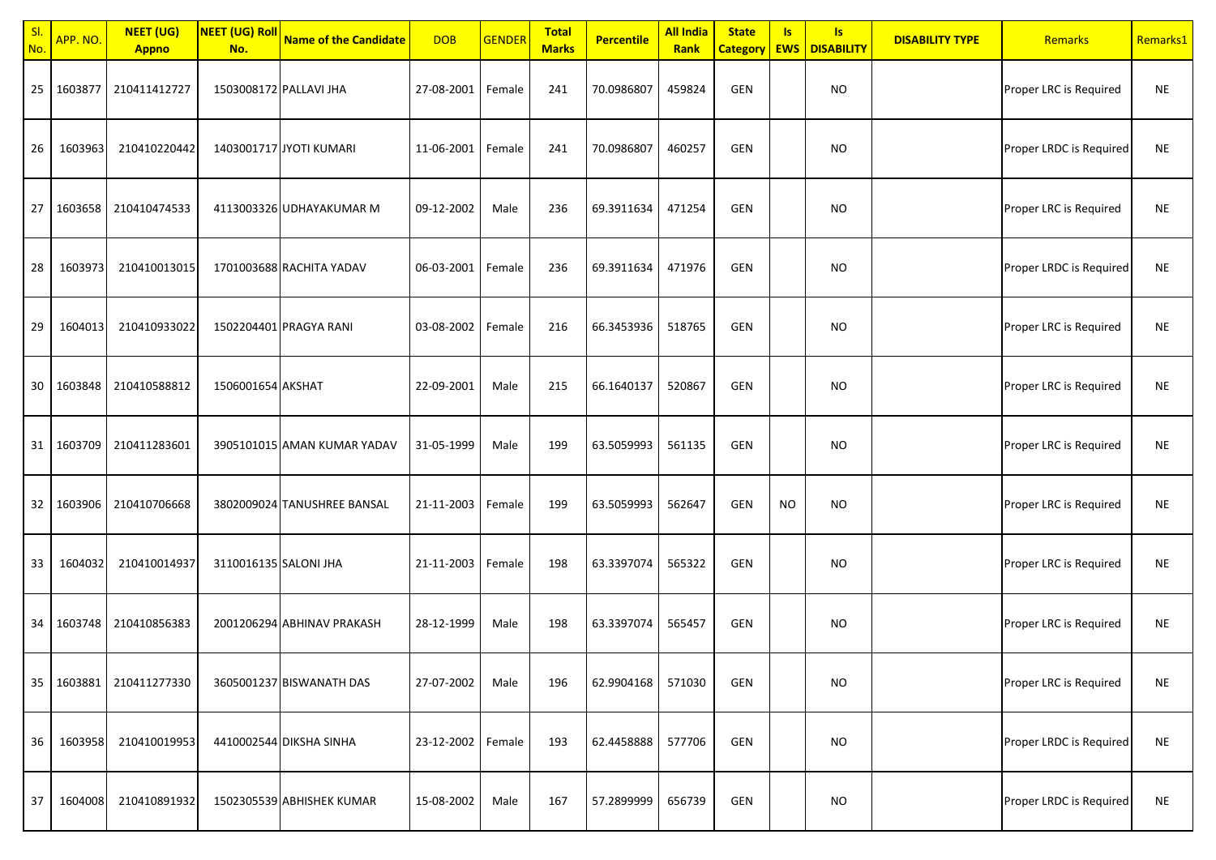| Sl. No. | APP. NO. | NEET (UG) Appno | NEET (UG) Roll No. | Name of the Candidate | DOB | GENDER | Total Marks | Percentile | All India Rank | State Category | Is EWS | Is DISABILITY | DISABILITY TYPE | Remarks | Remarks1 |
|---|---|---|---|---|---|---|---|---|---|---|---|---|---|---|---|
| 25 | 1603877 | 210411412727 | 1503008172 | PALLAVI JHA | 27-08-2001 | Female | 241 | 70.0986807 | 459824 | GEN | | NO | | Proper LRC is Required | NE |
| 26 | 1603963 | 210410220442 | 1403001717 | JYOTI KUMARI | 11-06-2001 | Female | 241 | 70.0986807 | 460257 | GEN | | NO | | Proper LRDC is Required | NE |
| 27 | 1603658 | 210410474533 | 4113003326 | UDHAYAKUMAR M | 09-12-2002 | Male | 236 | 69.3911634 | 471254 | GEN | | NO | | Proper LRC is Required | NE |
| 28 | 1603973 | 210410013015 | 1701003688 | RACHITA YADAV | 06-03-2001 | Female | 236 | 69.3911634 | 471976 | GEN | | NO | | Proper LRDC is Required | NE |
| 29 | 1604013 | 210410933022 | 1502204401 | PRAGYA RANI | 03-08-2002 | Female | 216 | 66.3453936 | 518765 | GEN | | NO | | Proper LRC is Required | NE |
| 30 | 1603848 | 210410588812 | 1506001654 | AKSHAT | 22-09-2001 | Male | 215 | 66.1640137 | 520867 | GEN | | NO | | Proper LRC is Required | NE |
| 31 | 1603709 | 210411283601 | 3905101015 | AMAN KUMAR YADAV | 31-05-1999 | Male | 199 | 63.5059993 | 561135 | GEN | | NO | | Proper LRC is Required | NE |
| 32 | 1603906 | 210410706668 | 3802009024 | TANUSHREE BANSAL | 21-11-2003 | Female | 199 | 63.5059993 | 562647 | GEN | NO | NO | | Proper LRC is Required | NE |
| 33 | 1604032 | 210410014937 | 3110016135 | SALONI JHA | 21-11-2003 | Female | 198 | 63.3397074 | 565322 | GEN | | NO | | Proper LRC is Required | NE |
| 34 | 1603748 | 210410856383 | 2001206294 | ABHINAV PRAKASH | 28-12-1999 | Male | 198 | 63.3397074 | 565457 | GEN | | NO | | Proper LRC is Required | NE |
| 35 | 1603881 | 210411277330 | 3605001237 | BISWANATH DAS | 27-07-2002 | Male | 196 | 62.9904168 | 571030 | GEN | | NO | | Proper LRC is Required | NE |
| 36 | 1603958 | 210410019953 | 4410002544 | DIKSHA SINHA | 23-12-2002 | Female | 193 | 62.4458888 | 577706 | GEN | | NO | | Proper LRDC is Required | NE |
| 37 | 1604008 | 210410891932 | 1502305539 | ABHISHEK KUMAR | 15-08-2002 | Male | 167 | 57.2899999 | 656739 | GEN | | NO | | Proper LRDC is Required | NE |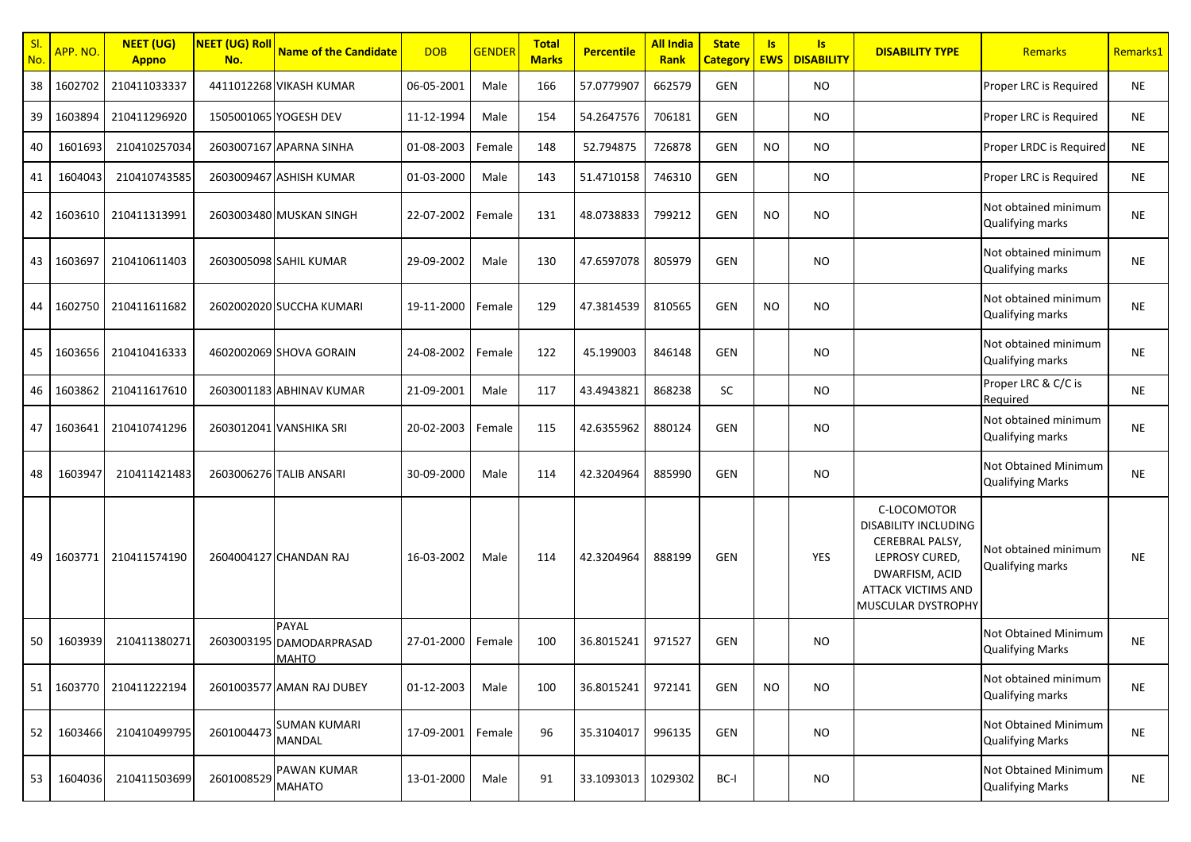| Sl. No. | APP. NO. | NEET (UG) Appno | NEET (UG) Roll No. | Name of the Candidate | DOB | GENDER | Total Marks | Percentile | All India Rank | State Category | Is EWS | Is DISABILITY | DISABILITY TYPE | Remarks | Remarks1 |
|---|---|---|---|---|---|---|---|---|---|---|---|---|---|---|---|
| 38 | 1602702 | 210411033337 | 4411012268 | VIKASH KUMAR | 06-05-2001 | Male | 166 | 57.0779907 | 662579 | GEN | | NO | | Proper LRC is Required | NE |
| 39 | 1603894 | 210411296920 | 1505001065 | YOGESH DEV | 11-12-1994 | Male | 154 | 54.2647576 | 706181 | GEN | | NO | | Proper LRC is Required | NE |
| 40 | 1601693 | 210410257034 | 2603007167 | APARNA SINHA | 01-08-2003 | Female | 148 | 52.794875 | 726878 | GEN | NO | NO | | Proper LRDC is Required | NE |
| 41 | 1604043 | 210410743585 | 2603009467 | ASHISH KUMAR | 01-03-2000 | Male | 143 | 51.4710158 | 746310 | GEN | | NO | | Proper LRC is Required | NE |
| 42 | 1603610 | 210411313991 | 2603003480 | MUSKAN SINGH | 22-07-2002 | Female | 131 | 48.0738833 | 799212 | GEN | NO | NO | | Not obtained minimum Qualifying marks | NE |
| 43 | 1603697 | 210410611403 | 2603005098 | SAHIL KUMAR | 29-09-2002 | Male | 130 | 47.6597078 | 805979 | GEN | | NO | | Not obtained minimum Qualifying marks | NE |
| 44 | 1602750 | 210411611682 | 2602002020 | SUCCHA KUMARI | 19-11-2000 | Female | 129 | 47.3814539 | 810565 | GEN | NO | NO | | Not obtained minimum Qualifying marks | NE |
| 45 | 1603656 | 210410416333 | 4602002069 | SHOVA GORAIN | 24-08-2002 | Female | 122 | 45.199003 | 846148 | GEN | | NO | | Not obtained minimum Qualifying marks | NE |
| 46 | 1603862 | 210411617610 | 2603001183 | ABHINAV KUMAR | 21-09-2001 | Male | 117 | 43.4943821 | 868238 | SC | | NO | | Proper LRC & C/C is Required | NE |
| 47 | 1603641 | 210410741296 | 2603012041 | VANSHIKA SRI | 20-02-2003 | Female | 115 | 42.6355962 | 880124 | GEN | | NO | | Not obtained minimum Qualifying marks | NE |
| 48 | 1603947 | 210411421483 | 2603006276 | TALIB ANSARI | 30-09-2000 | Male | 114 | 42.3204964 | 885990 | GEN | | NO | | Not Obtained Minimum Qualifying Marks | NE |
| 49 | 1603771 | 210411574190 | 2604004127 | CHANDAN RAJ | 16-03-2002 | Male | 114 | 42.3204964 | 888199 | GEN | | YES | C-LOCOMOTOR DISABILITY INCLUDING CEREBRAL PALSY, LEPROSY CURED, DWARFISM, ACID ATTACK VICTIMS AND MUSCULAR DYSTROPHY | Not obtained minimum Qualifying marks | NE |
| 50 | 1603939 | 210411380271 | 2603003195 | PAYAL DAMODARPRASAD MAHTO | 27-01-2000 | Female | 100 | 36.8015241 | 971527 | GEN | | NO | | Not Obtained Minimum Qualifying Marks | NE |
| 51 | 1603770 | 210411222194 | 2601003577 | AMAN RAJ DUBEY | 01-12-2003 | Male | 100 | 36.8015241 | 972141 | GEN | NO | NO | | Not obtained minimum Qualifying marks | NE |
| 52 | 1603466 | 210410499795 | 2601004473 | SUMAN KUMARI MANDAL | 17-09-2001 | Female | 96 | 35.3104017 | 996135 | GEN | | NO | | Not Obtained Minimum Qualifying Marks | NE |
| 53 | 1604036 | 210411503699 | 2601008529 | PAWAN KUMAR MAHATO | 13-01-2000 | Male | 91 | 33.1093013 | 1029302 | BC-I | | NO | | Not Obtained Minimum Qualifying Marks | NE |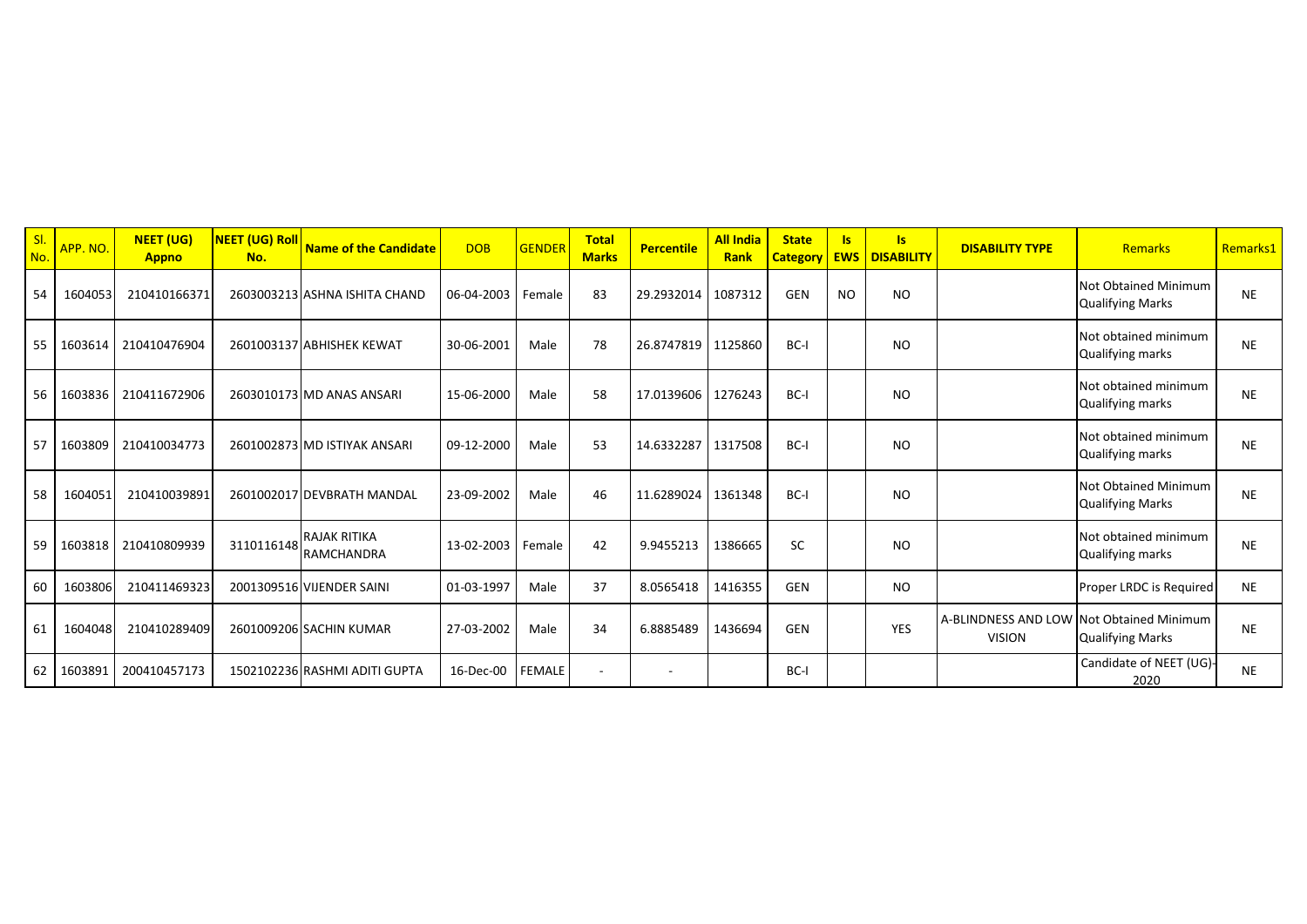| Sl. No. | APP. NO. | NEET (UG) Appno | NEET (UG) Roll No. | Name of the Candidate | DOB | GENDER | Total Marks | Percentile | All India Rank | State Category | Is EWS | Is DISABILITY | DISABILITY TYPE | Remarks | Remarks1 |
|---|---|---|---|---|---|---|---|---|---|---|---|---|---|---|---|
| 54 | 1604053 | 210410166371 | 2603003213 | ASHNA ISHITA CHAND | 06-04-2003 | Female | 83 | 29.2932014 | 1087312 | GEN | NO | NO | | Not Obtained Minimum Qualifying Marks | NE |
| 55 | 1603614 | 210410476904 | 2601003137 | ABHISHEK KEWAT | 30-06-2001 | Male | 78 | 26.8747819 | 1125860 | BC-I | | NO | | Not obtained minimum Qualifying marks | NE |
| 56 | 1603836 | 210411672906 | 2603010173 | MD ANAS ANSARI | 15-06-2000 | Male | 58 | 17.0139606 | 1276243 | BC-I | | NO | | Not obtained minimum Qualifying marks | NE |
| 57 | 1603809 | 210410034773 | 2601002873 | MD ISTIYAK ANSARI | 09-12-2000 | Male | 53 | 14.6332287 | 1317508 | BC-I | | NO | | Not obtained minimum Qualifying marks | NE |
| 58 | 1604051 | 210410039891 | 2601002017 | DEVBRATH MANDAL | 23-09-2002 | Male | 46 | 11.6289024 | 1361348 | BC-I | | NO | | Not Obtained Minimum Qualifying Marks | NE |
| 59 | 1603818 | 210410809939 | 3110116148 | RAJAK RITIKA RAMCHANDRA | 13-02-2003 | Female | 42 | 9.9455213 | 1386665 | SC | | NO | | Not obtained minimum Qualifying marks | NE |
| 60 | 1603806 | 210411469323 | 2001309516 | VIJENDER SAINI | 01-03-1997 | Male | 37 | 8.0565418 | 1416355 | GEN | | NO | | Proper LRDC is Required | NE |
| 61 | 1604048 | 210410289409 | 2601009206 | SACHIN KUMAR | 27-03-2002 | Male | 34 | 6.8885489 | 1436694 | GEN | | YES | A-BLINDNESS AND LOW VISION | Not Obtained Minimum Qualifying Marks | NE |
| 62 | 1603891 | 200410457173 | 1502102236 | RASHMI ADITI GUPTA | 16-Dec-00 | FEMALE | - | - | | BC-I | | | | Candidate of NEET (UG)-2020 | NE |